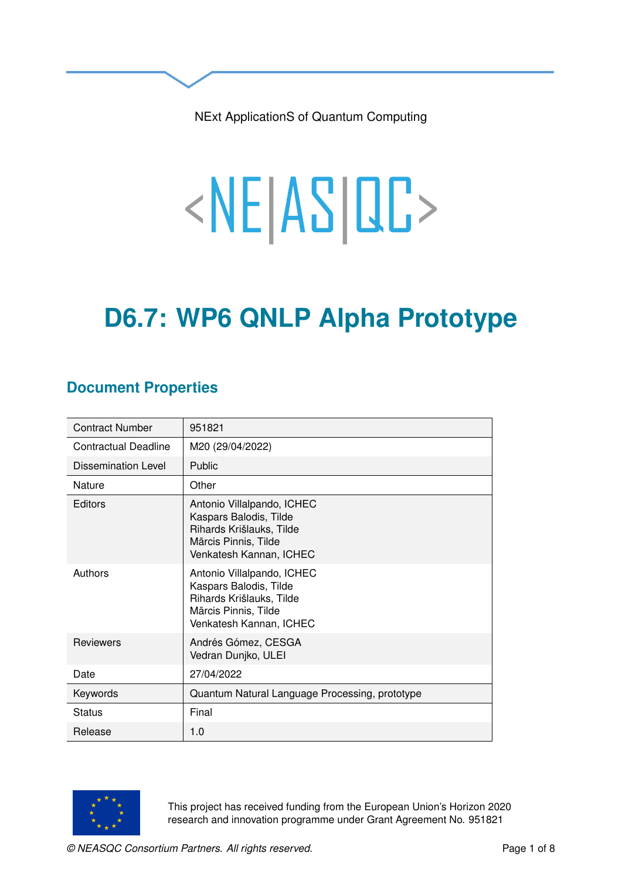NExt ApplicationS of Quantum Computing

<NE|AS|QC>

# D6.7: WP6 QNLP Alpha Prototype

## Document Properties

| | |
|---|---|
| Contract Number | 951821 |
| Contractual Deadline | M20 (29/04/2022) |
| Dissemination Level | Public |
| Nature | Other |
| Editors | Antonio Villalpando, ICHEC<br>Kaspars Balodis, Tilde<br>Rihards Krišlauks, Tilde<br>Mārcis Pinnis, Tilde<br>Venkatesh Kannan, ICHEC |
| Authors | Antonio Villalpando, ICHEC<br>Kaspars Balodis, Tilde<br>Rihards Krišlauks, Tilde<br>Mārcis Pinnis, Tilde<br>Venkatesh Kannan, ICHEC |
| Reviewers | Andrés Gómez, CESGA<br>Vedran Dunjko, ULEI |
| Date | 27/04/2022 |
| Keywords | Quantum Natural Language Processing, prototype |
| Status | Final |
| Release | 1.0 |

This project has received funding from the European Union's Horizon 2020 research and innovation programme under Grant Agreement No. 951821

*© NEASQC Consortium Partners. All rights reserved.*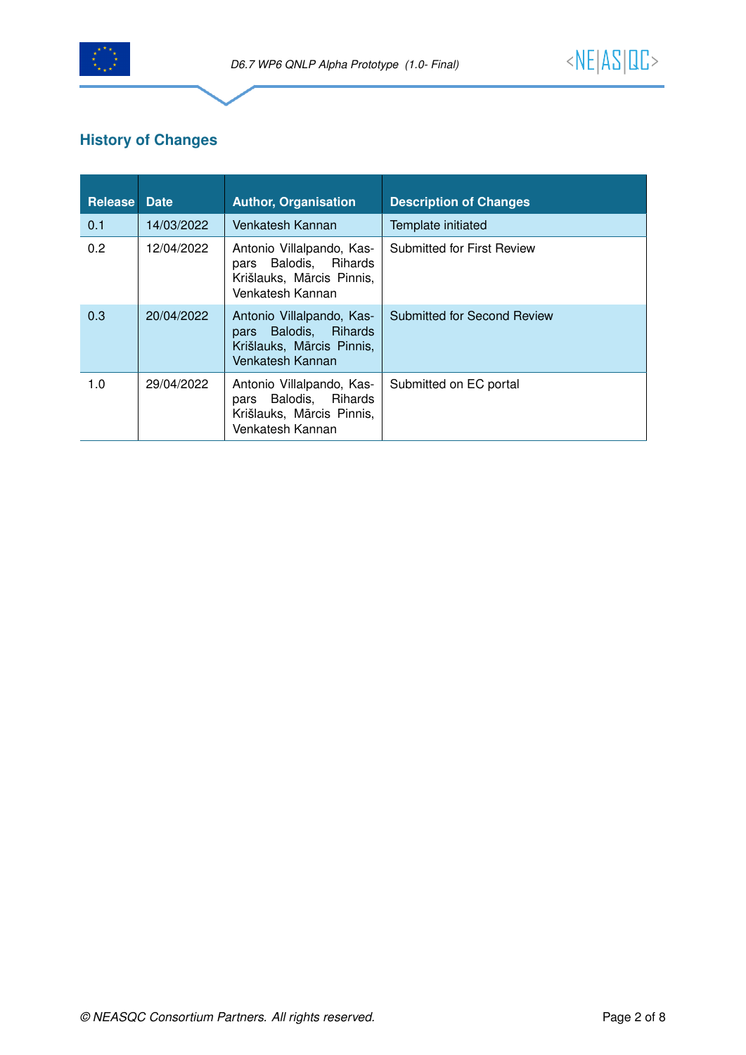## History of Changes

| Release | Date | Author, Organisation | Description of Changes |
|---|---|---|---|
| 0.1 | 14/03/2022 | Venkatesh Kannan | Template initiated |
| 0.2 | 12/04/2022 | Antonio Villalpando, Kaspars Balodis, Rihards Krišlauks, Mārcis Pinnis, Venkatesh Kannan | Submitted for First Review |
| 0.3 | 20/04/2022 | Antonio Villalpando, Kaspars Balodis, Rihards Krišlauks, Mārcis Pinnis, Venkatesh Kannan | Submitted for Second Review |
| 1.0 | 29/04/2022 | Antonio Villalpando, Kaspars Balodis, Rihards Krišlauks, Mārcis Pinnis, Venkatesh Kannan | Submitted on EC portal |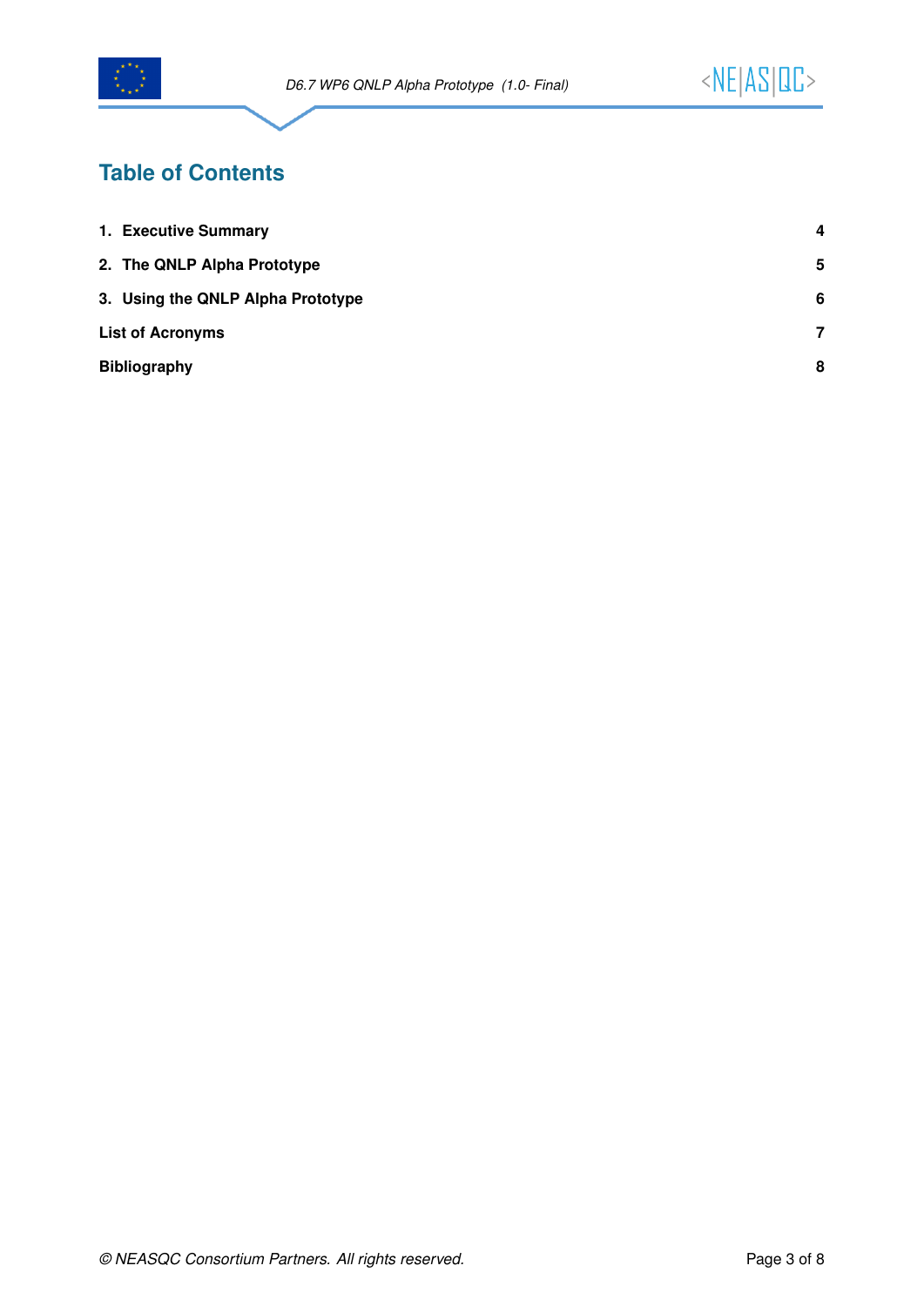# Table of Contents

| | |
|---|---|
| **1. Executive Summary** | **4** |
| **2. The QNLP Alpha Prototype** | **5** |
| **3. Using the QNLP Alpha Prototype** | **6** |
| **List of Acronyms** | **7** |
| **Bibliography** | **8** |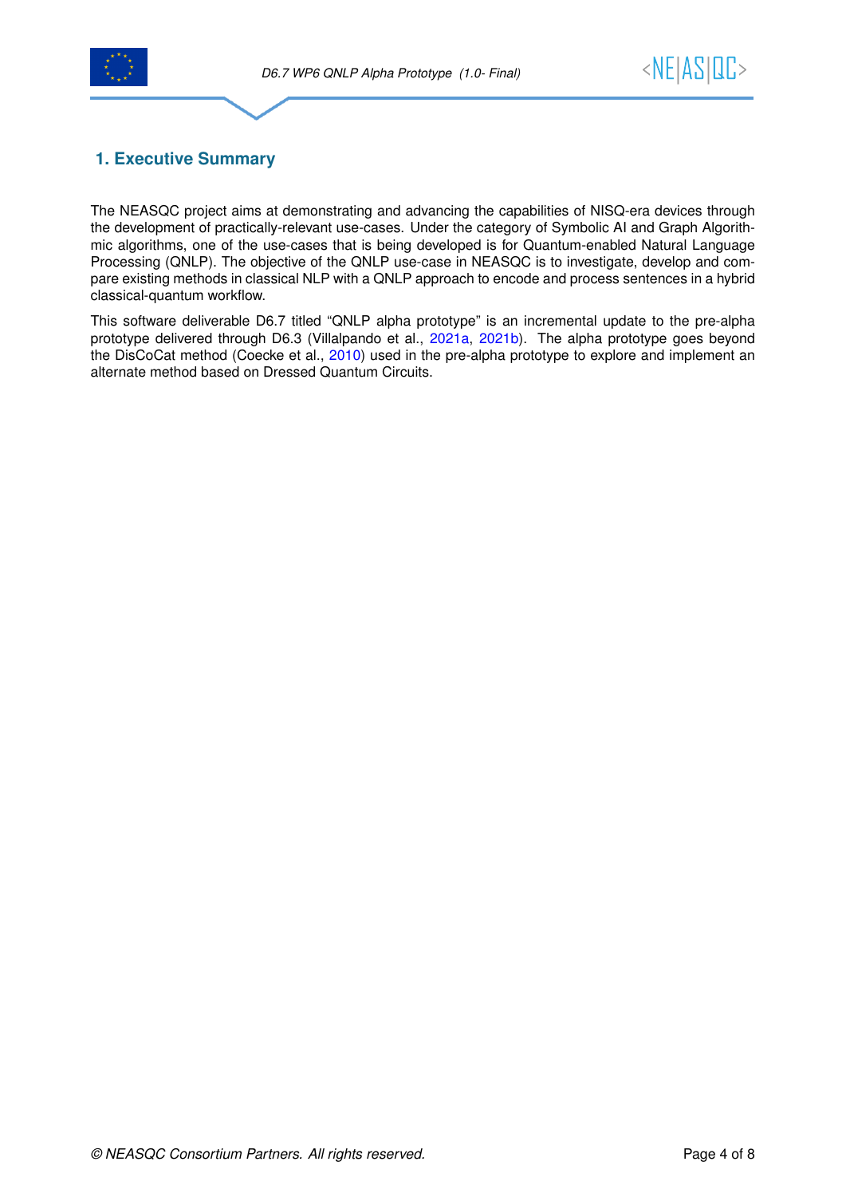# 1. Executive Summary

The NEASQC project aims at demonstrating and advancing the capabilities of NISQ-era devices through the development of practically-relevant use-cases. Under the category of Symbolic AI and Graph Algorithmic algorithms, one of the use-cases that is being developed is for Quantum-enabled Natural Language Processing (QNLP). The objective of the QNLP use-case in NEASQC is to investigate, develop and compare existing methods in classical NLP with a QNLP approach to encode and process sentences in a hybrid classical-quantum workflow.

This software deliverable D6.7 titled "QNLP alpha prototype" is an incremental update to the pre-alpha prototype delivered through D6.3 (Villalpando et al., 2021a, 2021b). The alpha prototype goes beyond the DisCoCat method (Coecke et al., 2010) used in the pre-alpha prototype to explore and implement an alternate method based on Dressed Quantum Circuits.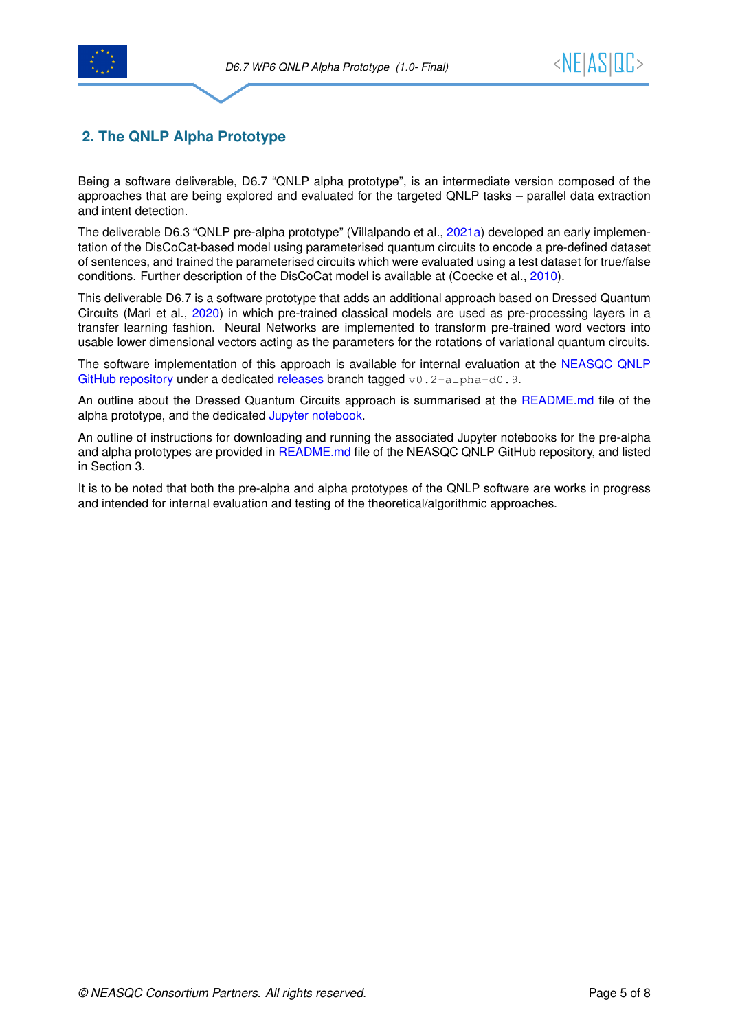## 2. The QNLP Alpha Prototype

Being a software deliverable, D6.7 "QNLP alpha prototype", is an intermediate version composed of the approaches that are being explored and evaluated for the targeted QNLP tasks – parallel data extraction and intent detection.

The deliverable D6.3 "QNLP pre-alpha prototype" (Villalpando et al., 2021a) developed an early implementation of the DisCoCat-based model using parameterised quantum circuits to encode a pre-defined dataset of sentences, and trained the parameterised circuits which were evaluated using a test dataset for true/false conditions. Further description of the DisCoCat model is available at (Coecke et al., 2010).

This deliverable D6.7 is a software prototype that adds an additional approach based on Dressed Quantum Circuits (Mari et al., 2020) in which pre-trained classical models are used as pre-processing layers in a transfer learning fashion. Neural Networks are implemented to transform pre-trained word vectors into usable lower dimensional vectors acting as the parameters for the rotations of variational quantum circuits.

The software implementation of this approach is available for internal evaluation at the NEASQC QNLP GitHub repository under a dedicated releases branch tagged `v0.2-alpha-d0.9`.

An outline about the Dressed Quantum Circuits approach is summarised at the README.md file of the alpha prototype, and the dedicated Jupyter notebook.

An outline of instructions for downloading and running the associated Jupyter notebooks for the pre-alpha and alpha prototypes are provided in README.md file of the NEASQC QNLP GitHub repository, and listed in Section 3.

It is to be noted that both the pre-alpha and alpha prototypes of the QNLP software are works in progress and intended for internal evaluation and testing of the theoretical/algorithmic approaches.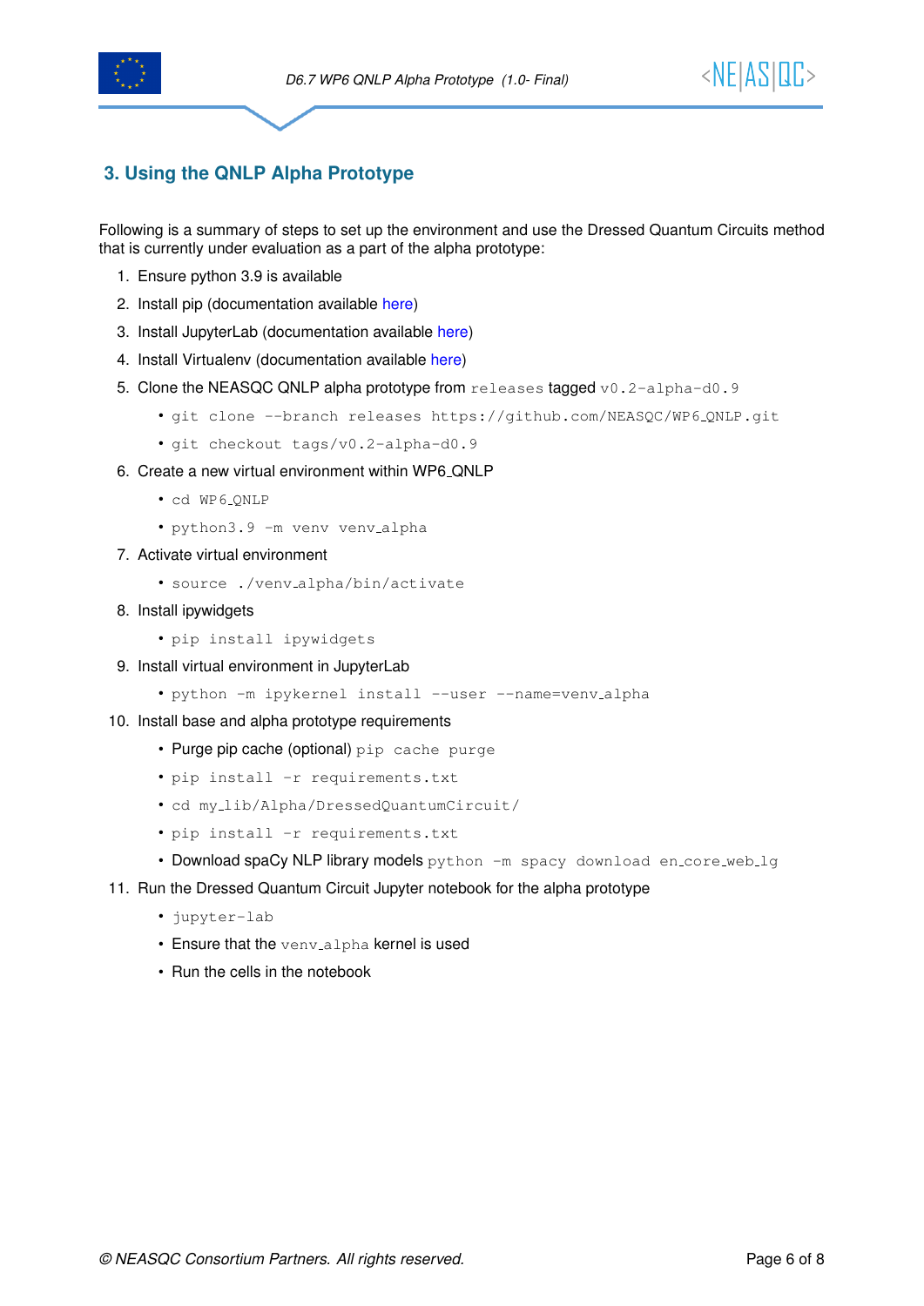## 3. Using the QNLP Alpha Prototype

Following is a summary of steps to set up the environment and use the Dressed Quantum Circuits method that is currently under evaluation as a part of the alpha prototype:

1. Ensure python 3.9 is available
2. Install pip (documentation available here)
3. Install JupyterLab (documentation available here)
4. Install Virtualenv (documentation available here)
5. Clone the NEASQC QNLP alpha prototype from `releases` tagged `v0.2-alpha-d0.9`
   - `git clone --branch releases https://github.com/NEASQC/WP6_QNLP.git`
   - `git checkout tags/v0.2-alpha-d0.9`
6. Create a new virtual environment within WP6_QNLP
   - `cd WP6_QNLP`
   - `python3.9 -m venv venv_alpha`
7. Activate virtual environment
   - `source ./venv_alpha/bin/activate`
8. Install ipywidgets
   - `pip install ipywidgets`
9. Install virtual environment in JupyterLab
   - `python -m ipykernel install --user --name=venv_alpha`
10. Install base and alpha prototype requirements
    - Purge pip cache (optional) `pip cache purge`
    - `pip install -r requirements.txt`
    - `cd my_lib/Alpha/DressedQuantumCircuit/`
    - `pip install -r requirements.txt`
    - Download spaCy NLP library models `python -m spacy download en_core_web_lg`
11. Run the Dressed Quantum Circuit Jupyter notebook for the alpha prototype
    - `jupyter-lab`
    - Ensure that the `venv_alpha` kernel is used
    - Run the cells in the notebook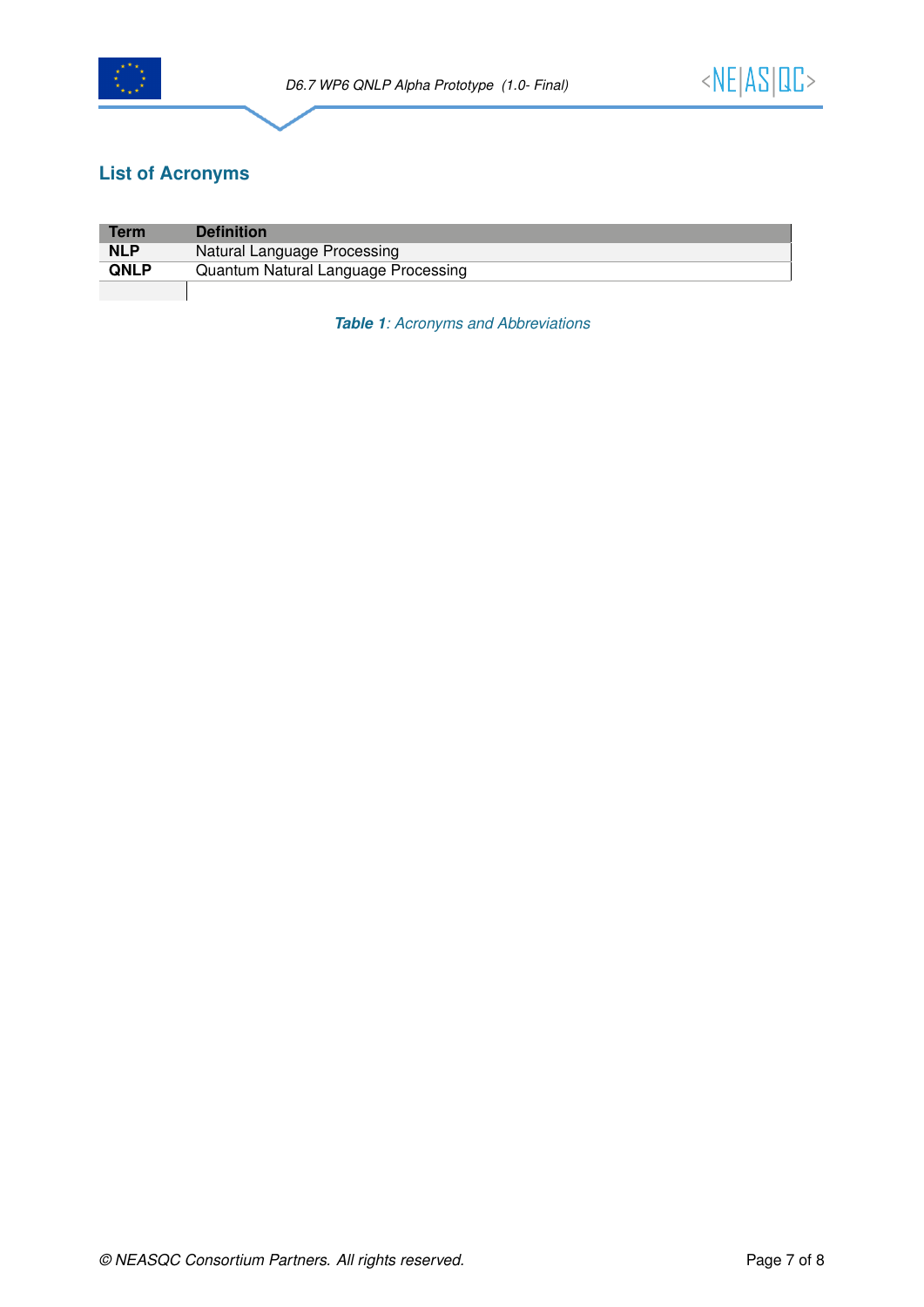## List of Acronyms

| Term | Definition |
|---|---|
| **NLP** | Natural Language Processing |
| **QNLP** | Quantum Natural Language Processing |
| | |

***Table 1**: Acronyms and Abbreviations*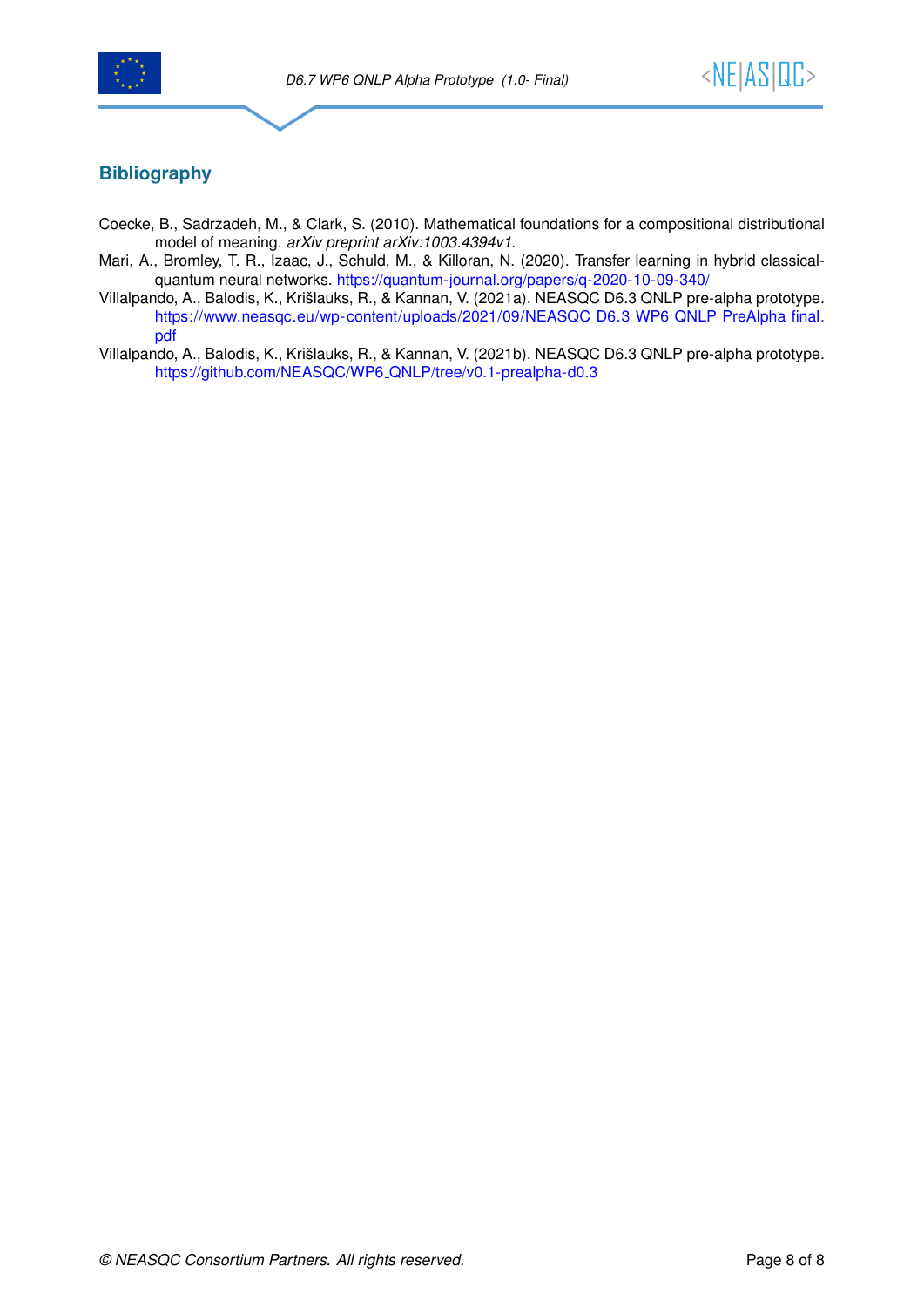## Bibliography

Coecke, B., Sadrzadeh, M., & Clark, S. (2010). Mathematical foundations for a compositional distributional model of meaning. *arXiv preprint arXiv:1003.4394v1*.

Mari, A., Bromley, T. R., Izaac, J., Schuld, M., & Killoran, N. (2020). Transfer learning in hybrid classical-quantum neural networks. https://quantum-journal.org/papers/q-2020-10-09-340/

Villalpando, A., Balodis, K., Krišlauks, R., & Kannan, V. (2021a). NEASQC D6.3 QNLP pre-alpha prototype. https://www.neasqc.eu/wp-content/uploads/2021/09/NEASQC_D6.3_WP6_QNLP_PreAlpha_final.pdf

Villalpando, A., Balodis, K., Krišlauks, R., & Kannan, V. (2021b). NEASQC D6.3 QNLP pre-alpha prototype. https://github.com/NEASQC/WP6_QNLP/tree/v0.1-prealpha-d0.3